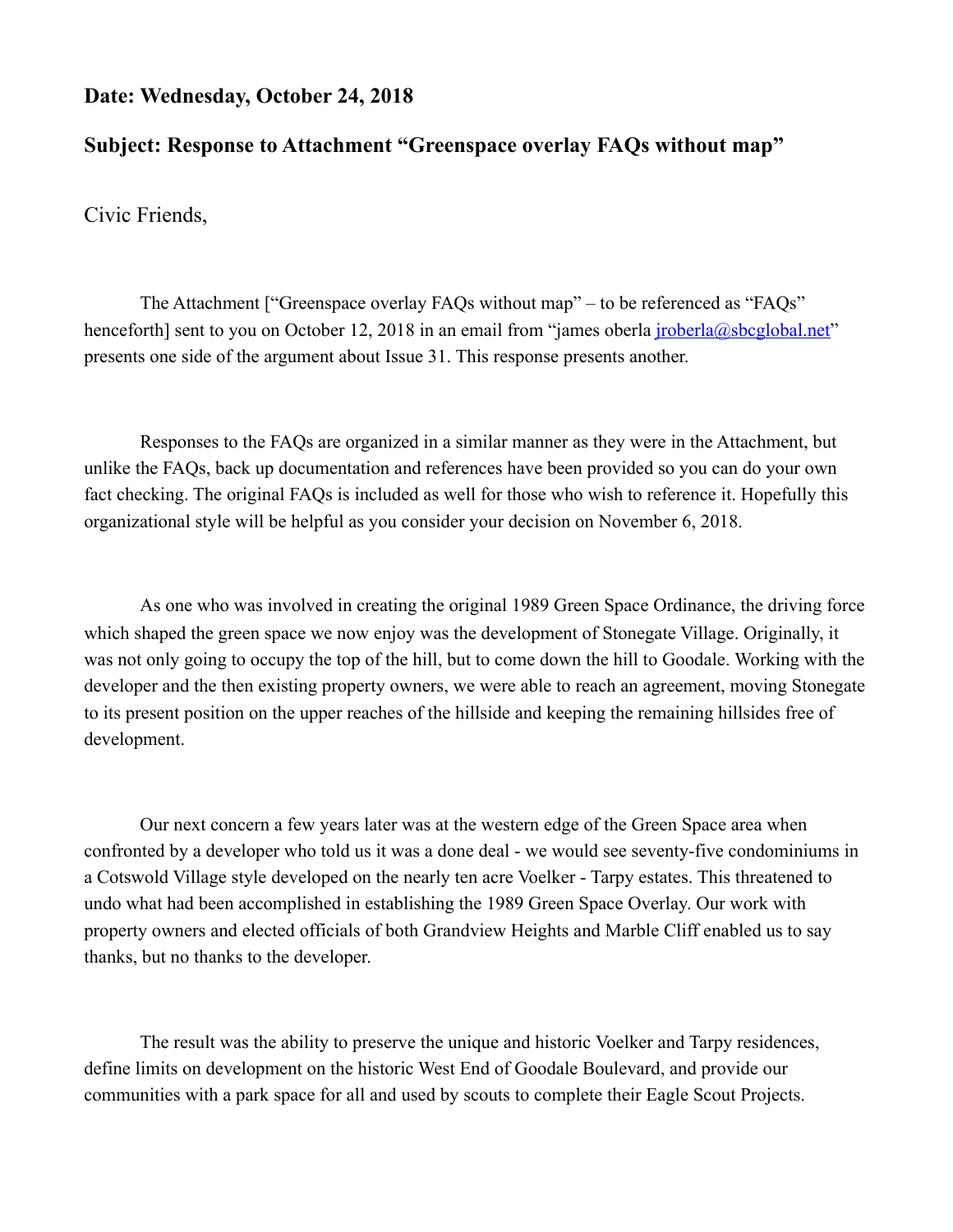**Date: Wednesday, October 24, 2018**

**Subject: Response to Attachment "Greenspace overlay FAQs without map"**

Civic Friends,

The Attachment ["Greenspace overlay FAQs without map" – to be referenced as "FAQs" henceforth] sent to you on October 12, 2018 in an email from "james oberla jroberla@sbcglobal.net" presents one side of the argument about Issue 31. This response presents another.

Responses to the FAQs are organized in a similar manner as they were in the Attachment, but unlike the FAQs, back up documentation and references have been provided so you can do your own fact checking. The original FAQs is included as well for those who wish to reference it. Hopefully this organizational style will be helpful as you consider your decision on November 6, 2018.

As one who was involved in creating the original 1989 Green Space Ordinance, the driving force which shaped the green space we now enjoy was the development of Stonegate Village. Originally, it was not only going to occupy the top of the hill, but to come down the hill to Goodale. Working with the developer and the then existing property owners, we were able to reach an agreement, moving Stonegate to its present position on the upper reaches of the hillside and keeping the remaining hillsides free of development.

Our next concern a few years later was at the western edge of the Green Space area when confronted by a developer who told us it was a done deal - we would see seventy-five condominiums in a Cotswold Village style developed on the nearly ten acre Voelker - Tarpy estates. This threatened to undo what had been accomplished in establishing the 1989 Green Space Overlay. Our work with property owners and elected officials of both Grandview Heights and Marble Cliff enabled us to say thanks, but no thanks to the developer.

The result was the ability to preserve the unique and historic Voelker and Tarpy residences, define limits on development on the historic West End of Goodale Boulevard, and provide our communities with a park space for all and used by scouts to complete their Eagle Scout Projects.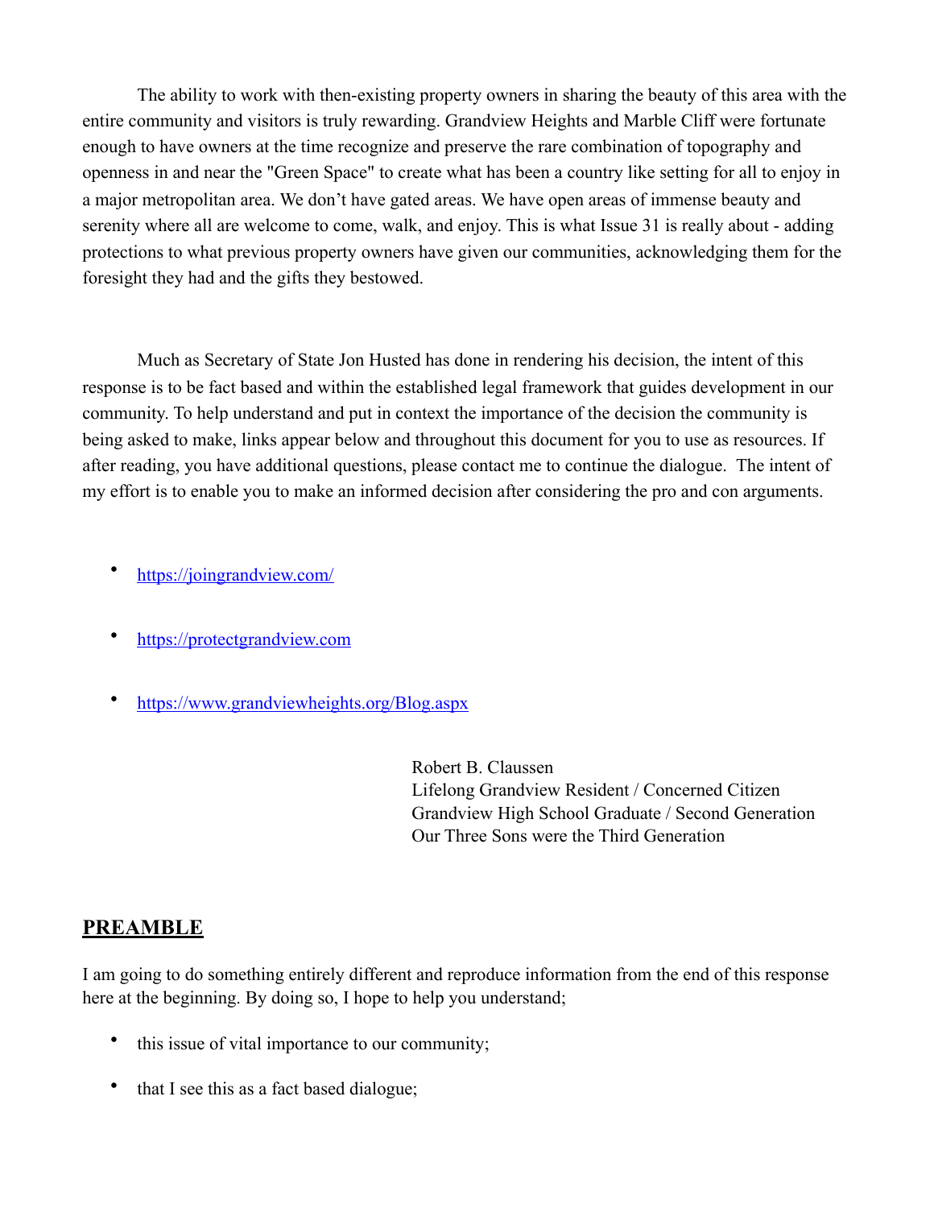The ability to work with then-existing property owners in sharing the beauty of this area with the entire community and visitors is truly rewarding. Grandview Heights and Marble Cliff were fortunate enough to have owners at the time recognize and preserve the rare combination of topography and openness in and near the "Green Space" to create what has been a country like setting for all to enjoy in a major metropolitan area. We don't have gated areas. We have open areas of immense beauty and serenity where all are welcome to come, walk, and enjoy. This is what Issue 31 is really about - adding protections to what previous property owners have given our communities, acknowledging them for the foresight they had and the gifts they bestowed.

Much as Secretary of State Jon Husted has done in rendering his decision, the intent of this response is to be fact based and within the established legal framework that guides development in our community. To help understand and put in context the importance of the decision the community is being asked to make, links appear below and throughout this document for you to use as resources. If after reading, you have additional questions, please contact me to continue the dialogue. The intent of my effort is to enable you to make an informed decision after considering the pro and con arguments.

- https://joingrandview.com/
- https://protectgrandview.com
- https://www.grandviewheights.org/Blog.aspx

Robert B. Claussen
Lifelong Grandview Resident / Concerned Citizen
Grandview High School Graduate / Second Generation
Our Three Sons were the Third Generation

## PREAMBLE

I am going to do something entirely different and reproduce information from the end of this response here at the beginning. By doing so, I hope to help you understand;

- this issue of vital importance to our community;
- that I see this as a fact based dialogue;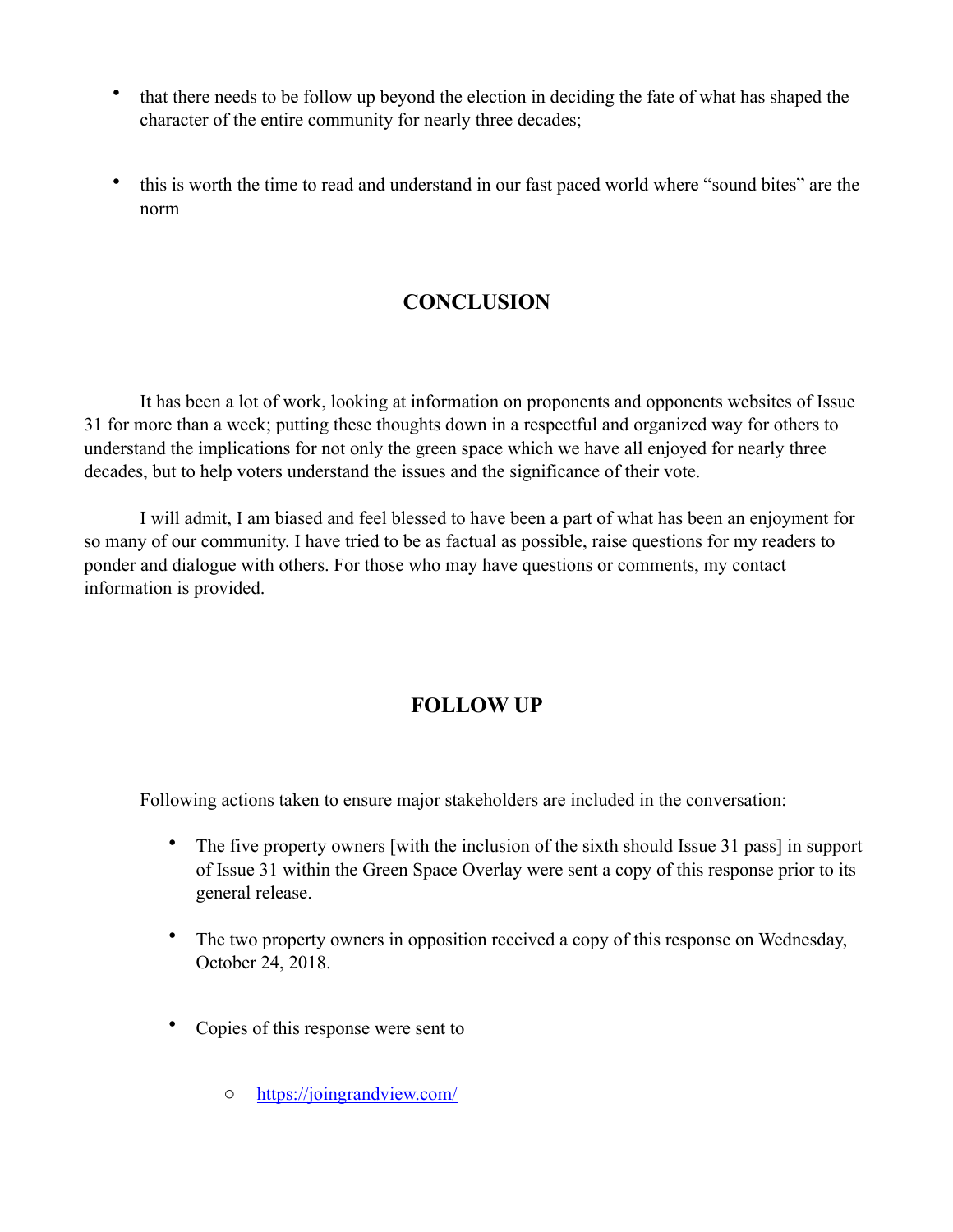- that there needs to be follow up beyond the election in deciding the fate of what has shaped the character of the entire community for nearly three decades;

- this is worth the time to read and understand in our fast paced world where "sound bites" are the norm

## CONCLUSION

It has been a lot of work, looking at information on proponents and opponents websites of Issue 31 for more than a week; putting these thoughts down in a respectful and organized way for others to understand the implications for not only the green space which we have all enjoyed for nearly three decades, but to help voters understand the issues and the significance of their vote.

I will admit, I am biased and feel blessed to have been a part of what has been an enjoyment for so many of our community. I have tried to be as factual as possible, raise questions for my readers to ponder and dialogue with others. For those who may have questions or comments, my contact information is provided.

## FOLLOW UP

Following actions taken to ensure major stakeholders are included in the conversation:

- The five property owners [with the inclusion of the sixth should Issue 31 pass] in support of Issue 31 within the Green Space Overlay were sent a copy of this response prior to its general release.

- The two property owners in opposition received a copy of this response on Wednesday, October 24, 2018.

- Copies of this response were sent to

    - https://joingrandview.com/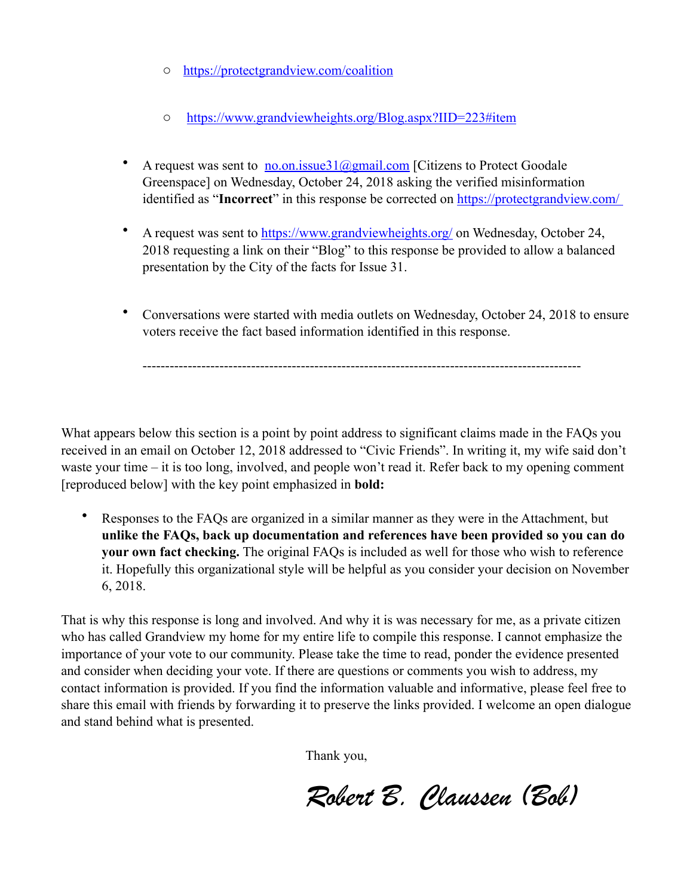- https://protectgrandview.com/coalition

  - https://www.grandviewheights.org/Blog.aspx?IID=223#item

- A request was sent to no.on.issue31@gmail.com [Citizens to Protect Goodale Greenspace] on Wednesday, October 24, 2018 asking the verified misinformation identified as "**Incorrect**" in this response be corrected on https://protectgrandview.com/

- A request was sent to https://www.grandviewheights.org/ on Wednesday, October 24, 2018 requesting a link on their "Blog" to this response be provided to allow a balanced presentation by the City of the facts for Issue 31.

- Conversations were started with media outlets on Wednesday, October 24, 2018 to ensure voters receive the fact based information identified in this response.

---

What appears below this section is a point by point address to significant claims made in the FAQs you received in an email on October 12, 2018 addressed to "Civic Friends". In writing it, my wife said don't waste your time – it is too long, involved, and people won't read it. Refer back to my opening comment [reproduced below] with the key point emphasized in **bold:**

- Responses to the FAQs are organized in a similar manner as they were in the Attachment, but **unlike the FAQs, back up documentation and references have been provided so you can do your own fact checking.** The original FAQs is included as well for those who wish to reference it. Hopefully this organizational style will be helpful as you consider your decision on November 6, 2018.

That is why this response is long and involved. And why it is was necessary for me, as a private citizen who has called Grandview my home for my entire life to compile this response. I cannot emphasize the importance of your vote to our community. Please take the time to read, ponder the evidence presented and consider when deciding your vote. If there are questions or comments you wish to address, my contact information is provided. If you find the information valuable and informative, please feel free to share this email with friends by forwarding it to preserve the links provided. I welcome an open dialogue and stand behind what is presented.

Thank you,

*Robert B. Claussen (Bob)*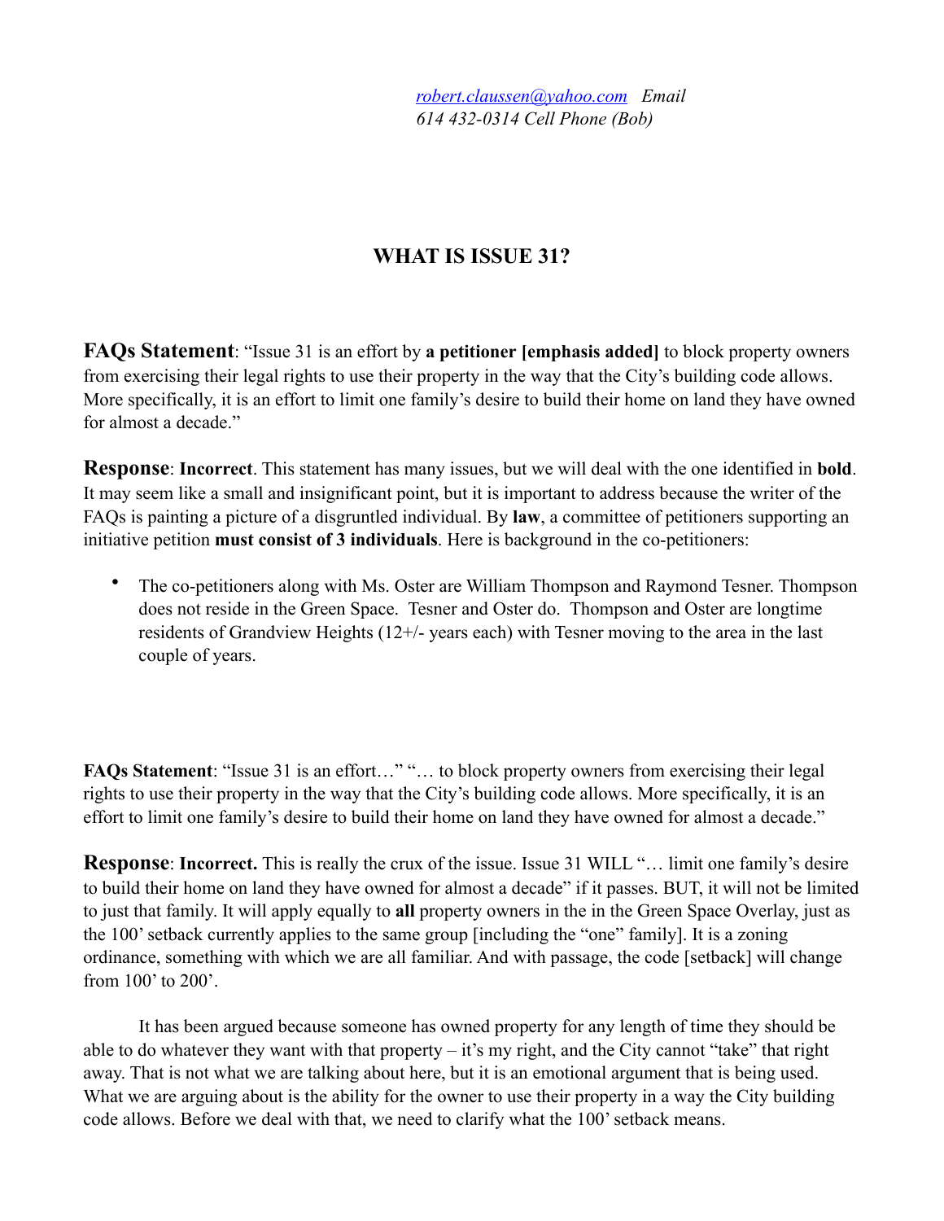*[robert.claussen@yahoo.com](mailto:robert.claussen@yahoo.com) Email*
*614 432-0314 Cell Phone (Bob)*

## WHAT IS ISSUE 31?

**FAQs Statement**: "Issue 31 is an effort by **a petitioner [emphasis added]** to block property owners from exercising their legal rights to use their property in the way that the City's building code allows. More specifically, it is an effort to limit one family's desire to build their home on land they have owned for almost a decade."

**Response**: **Incorrect**. This statement has many issues, but we will deal with the one identified in **bold**. It may seem like a small and insignificant point, but it is important to address because the writer of the FAQs is painting a picture of a disgruntled individual. By **law**, a committee of petitioners supporting an initiative petition **must consist of 3 individuals**. Here is background in the co-petitioners:

- The co-petitioners along with Ms. Oster are William Thompson and Raymond Tesner. Thompson does not reside in the Green Space. Tesner and Oster do. Thompson and Oster are longtime residents of Grandview Heights (12+/- years each) with Tesner moving to the area in the last couple of years.

**FAQs Statement**: "Issue 31 is an effort…" "… to block property owners from exercising their legal rights to use their property in the way that the City's building code allows. More specifically, it is an effort to limit one family's desire to build their home on land they have owned for almost a decade."

**Response**: **Incorrect.** This is really the crux of the issue. Issue 31 WILL "… limit one family's desire to build their home on land they have owned for almost a decade" if it passes. BUT, it will not be limited to just that family. It will apply equally to **all** property owners in the in the Green Space Overlay, just as the 100' setback currently applies to the same group [including the "one" family]. It is a zoning ordinance, something with which we are all familiar. And with passage, the code [setback] will change from 100' to 200'.

It has been argued because someone has owned property for any length of time they should be able to do whatever they want with that property – it's my right, and the City cannot "take" that right away. That is not what we are talking about here, but it is an emotional argument that is being used. What we are arguing about is the ability for the owner to use their property in a way the City building code allows. Before we deal with that, we need to clarify what the 100' setback means.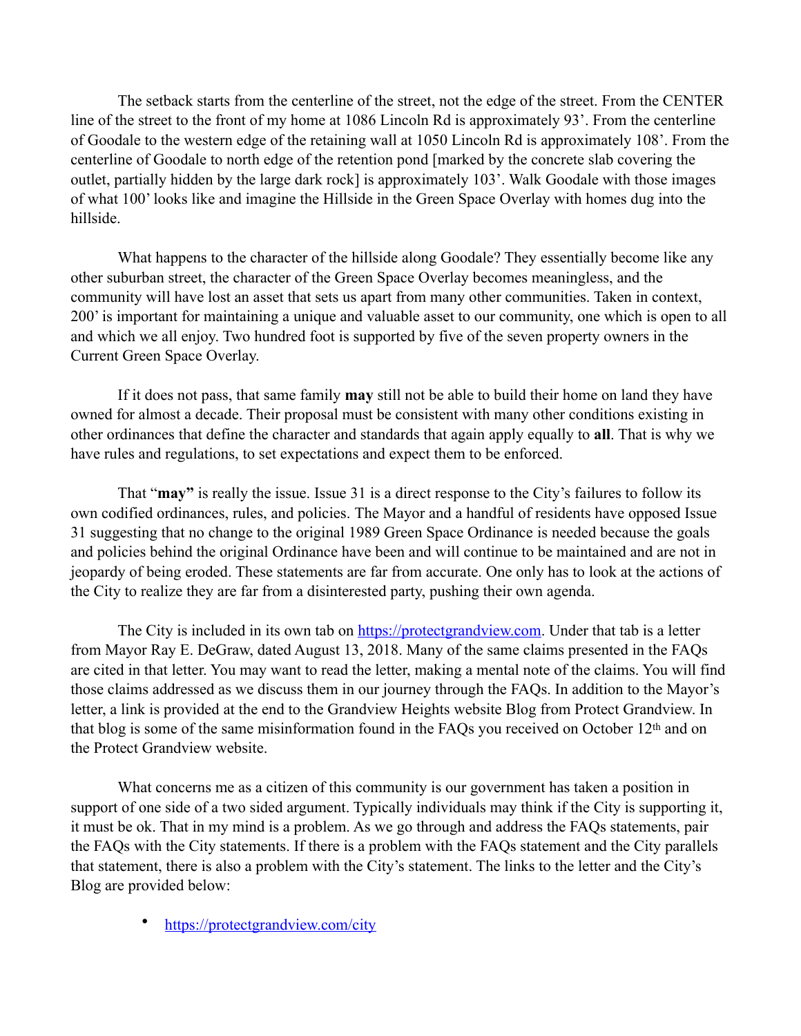The setback starts from the centerline of the street, not the edge of the street. From the CENTER line of the street to the front of my home at 1086 Lincoln Rd is approximately 93'. From the centerline of Goodale to the western edge of the retaining wall at 1050 Lincoln Rd is approximately 108'. From the centerline of Goodale to north edge of the retention pond [marked by the concrete slab covering the outlet, partially hidden by the large dark rock] is approximately 103'. Walk Goodale with those images of what 100' looks like and imagine the Hillside in the Green Space Overlay with homes dug into the hillside.

What happens to the character of the hillside along Goodale? They essentially become like any other suburban street, the character of the Green Space Overlay becomes meaningless, and the community will have lost an asset that sets us apart from many other communities. Taken in context, 200' is important for maintaining a unique and valuable asset to our community, one which is open to all and which we all enjoy. Two hundred foot is supported by five of the seven property owners in the Current Green Space Overlay.

If it does not pass, that same family **may** still not be able to build their home on land they have owned for almost a decade. Their proposal must be consistent with many other conditions existing in other ordinances that define the character and standards that again apply equally to **all**. That is why we have rules and regulations, to set expectations and expect them to be enforced.

That "**may"** is really the issue. Issue 31 is a direct response to the City's failures to follow its own codified ordinances, rules, and policies. The Mayor and a handful of residents have opposed Issue 31 suggesting that no change to the original 1989 Green Space Ordinance is needed because the goals and policies behind the original Ordinance have been and will continue to be maintained and are not in jeopardy of being eroded. These statements are far from accurate. One only has to look at the actions of the City to realize they are far from a disinterested party, pushing their own agenda.

The City is included in its own tab on https://protectgrandview.com. Under that tab is a letter from Mayor Ray E. DeGraw, dated August 13, 2018. Many of the same claims presented in the FAQs are cited in that letter. You may want to read the letter, making a mental note of the claims. You will find those claims addressed as we discuss them in our journey through the FAQs. In addition to the Mayor's letter, a link is provided at the end to the Grandview Heights website Blog from Protect Grandview. In that blog is some of the same misinformation found in the FAQs you received on October 12th and on the Protect Grandview website.

What concerns me as a citizen of this community is our government has taken a position in support of one side of a two sided argument. Typically individuals may think if the City is supporting it, it must be ok. That in my mind is a problem. As we go through and address the FAQs statements, pair the FAQs with the City statements. If there is a problem with the FAQs statement and the City parallels that statement, there is also a problem with the City's statement. The links to the letter and the City's Blog are provided below:

- https://protectgrandview.com/city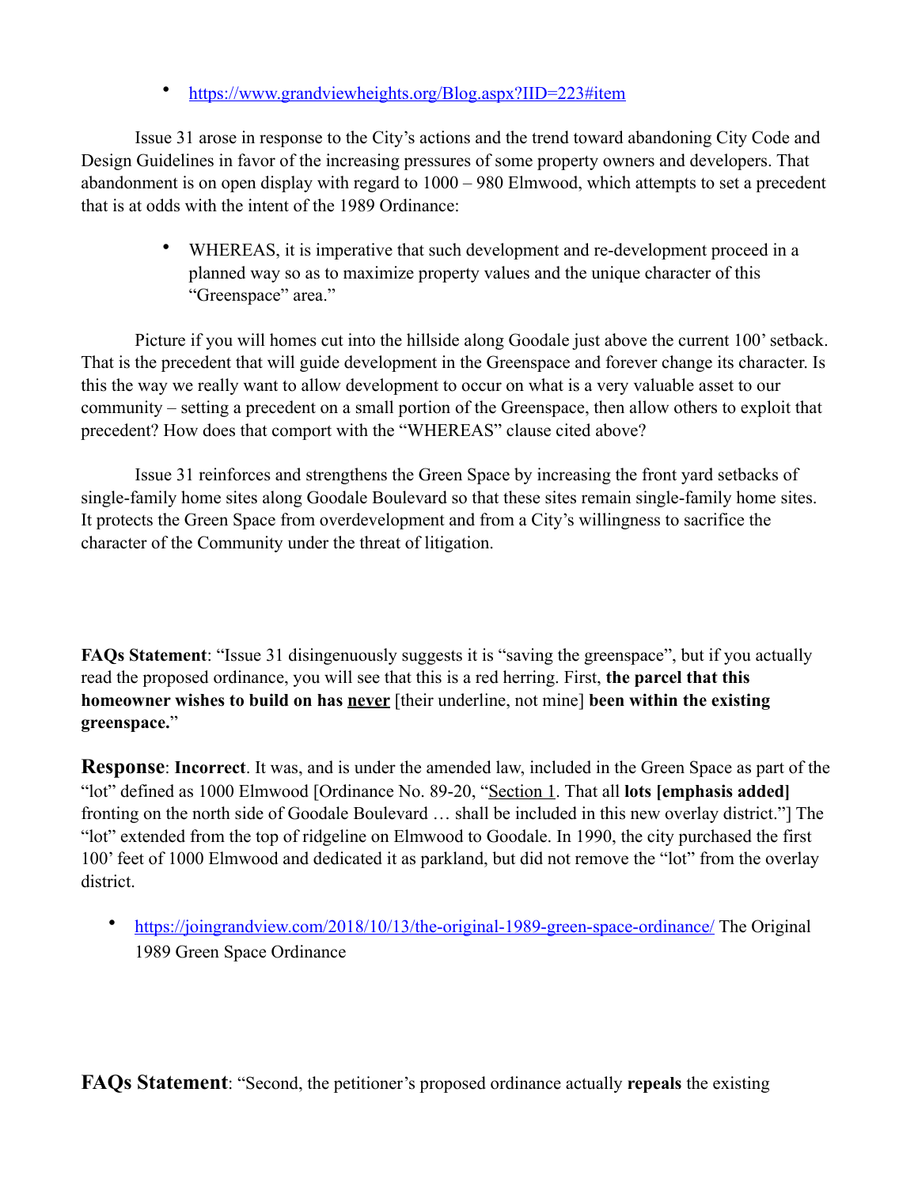- https://www.grandviewheights.org/Blog.aspx?IID=223#item

Issue 31 arose in response to the City's actions and the trend toward abandoning City Code and Design Guidelines in favor of the increasing pressures of some property owners and developers. That abandonment is on open display with regard to 1000 – 980 Elmwood, which attempts to set a precedent that is at odds with the intent of the 1989 Ordinance:

- WHEREAS, it is imperative that such development and re-development proceed in a planned way so as to maximize property values and the unique character of this "Greenspace" area."

Picture if you will homes cut into the hillside along Goodale just above the current 100' setback. That is the precedent that will guide development in the Greenspace and forever change its character. Is this the way we really want to allow development to occur on what is a very valuable asset to our community – setting a precedent on a small portion of the Greenspace, then allow others to exploit that precedent? How does that comport with the "WHEREAS" clause cited above?

Issue 31 reinforces and strengthens the Green Space by increasing the front yard setbacks of single-family home sites along Goodale Boulevard so that these sites remain single-family home sites. It protects the Green Space from overdevelopment and from a City's willingness to sacrifice the character of the Community under the threat of litigation.

**FAQs Statement**: "Issue 31 disingenuously suggests it is "saving the greenspace", but if you actually read the proposed ordinance, you will see that this is a red herring. First, **the parcel that this homeowner wishes to build on has <u>never</u>** [their underline, not mine] **been within the existing greenspace.**"

**Response**: **Incorrect**. It was, and is under the amended law, included in the Green Space as part of the "lot" defined as 1000 Elmwood [Ordinance No. 89-20, "<u>Section 1</u>. That all **lots [emphasis added]** fronting on the north side of Goodale Boulevard … shall be included in this new overlay district."] The "lot" extended from the top of ridgeline on Elmwood to Goodale. In 1990, the city purchased the first 100' feet of 1000 Elmwood and dedicated it as parkland, but did not remove the "lot" from the overlay district.

- https://joingrandview.com/2018/10/13/the-original-1989-green-space-ordinance/ The Original 1989 Green Space Ordinance

**FAQs Statement**: "Second, the petitioner's proposed ordinance actually **repeals** the existing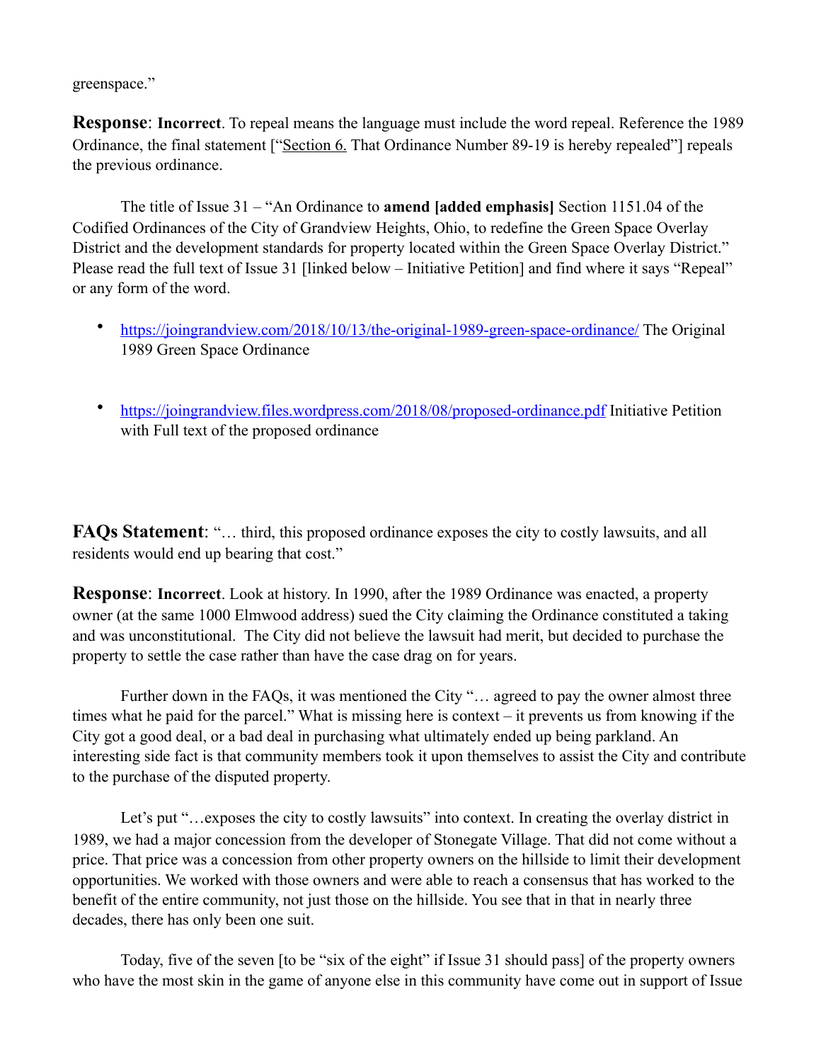greenspace."

**Response**: **Incorrect**. To repeal means the language must include the word repeal. Reference the 1989 Ordinance, the final statement ["Section 6. That Ordinance Number 89-19 is hereby repealed"] repeals the previous ordinance.

The title of Issue 31 – "An Ordinance to **amend [added emphasis]** Section 1151.04 of the Codified Ordinances of the City of Grandview Heights, Ohio, to redefine the Green Space Overlay District and the development standards for property located within the Green Space Overlay District." Please read the full text of Issue 31 [linked below – Initiative Petition] and find where it says "Repeal" or any form of the word.

- https://joingrandview.com/2018/10/13/the-original-1989-green-space-ordinance/ The Original 1989 Green Space Ordinance

- https://joingrandview.files.wordpress.com/2018/08/proposed-ordinance.pdf Initiative Petition with Full text of the proposed ordinance

**FAQs Statement**: "… third, this proposed ordinance exposes the city to costly lawsuits, and all residents would end up bearing that cost."

**Response**: **Incorrect**. Look at history. In 1990, after the 1989 Ordinance was enacted, a property owner (at the same 1000 Elmwood address) sued the City claiming the Ordinance constituted a taking and was unconstitutional. The City did not believe the lawsuit had merit, but decided to purchase the property to settle the case rather than have the case drag on for years.

Further down in the FAQs, it was mentioned the City "… agreed to pay the owner almost three times what he paid for the parcel." What is missing here is context – it prevents us from knowing if the City got a good deal, or a bad deal in purchasing what ultimately ended up being parkland. An interesting side fact is that community members took it upon themselves to assist the City and contribute to the purchase of the disputed property.

Let's put "…exposes the city to costly lawsuits" into context. In creating the overlay district in 1989, we had a major concession from the developer of Stonegate Village. That did not come without a price. That price was a concession from other property owners on the hillside to limit their development opportunities. We worked with those owners and were able to reach a consensus that has worked to the benefit of the entire community, not just those on the hillside. You see that in that in nearly three decades, there has only been one suit.

Today, five of the seven [to be "six of the eight" if Issue 31 should pass] of the property owners who have the most skin in the game of anyone else in this community have come out in support of Issue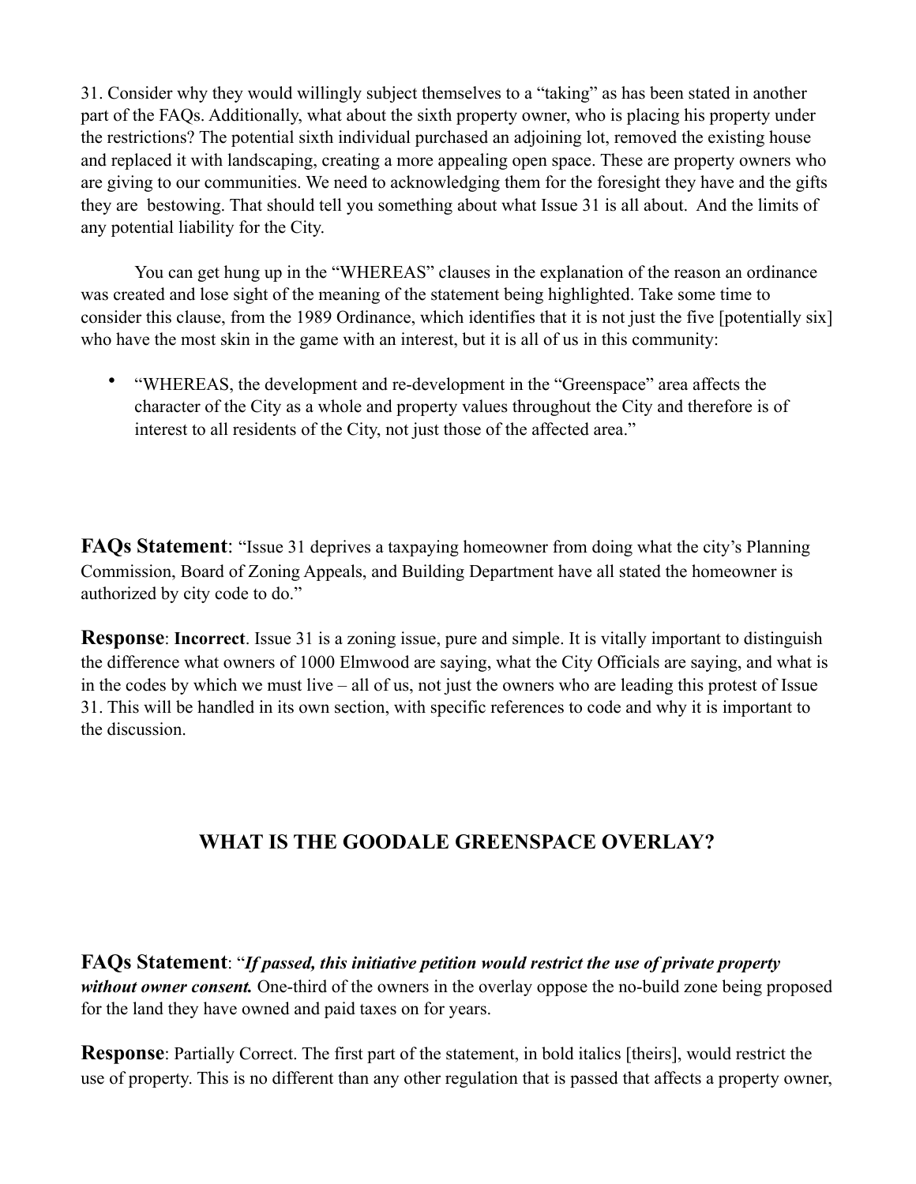31. Consider why they would willingly subject themselves to a "taking" as has been stated in another part of the FAQs. Additionally, what about the sixth property owner, who is placing his property under the restrictions? The potential sixth individual purchased an adjoining lot, removed the existing house and replaced it with landscaping, creating a more appealing open space. These are property owners who are giving to our communities. We need to acknowledging them for the foresight they have and the gifts they are bestowing. That should tell you something about what Issue 31 is all about. And the limits of any potential liability for the City.

You can get hung up in the "WHEREAS" clauses in the explanation of the reason an ordinance was created and lose sight of the meaning of the statement being highlighted. Take some time to consider this clause, from the 1989 Ordinance, which identifies that it is not just the five [potentially six] who have the most skin in the game with an interest, but it is all of us in this community:

- "WHEREAS, the development and re-development in the "Greenspace" area affects the character of the City as a whole and property values throughout the City and therefore is of interest to all residents of the City, not just those of the affected area."

**FAQs Statement**: "Issue 31 deprives a taxpaying homeowner from doing what the city's Planning Commission, Board of Zoning Appeals, and Building Department have all stated the homeowner is authorized by city code to do."

**Response**: **Incorrect**. Issue 31 is a zoning issue, pure and simple. It is vitally important to distinguish the difference what owners of 1000 Elmwood are saying, what the City Officials are saying, and what is in the codes by which we must live – all of us, not just the owners who are leading this protest of Issue 31. This will be handled in its own section, with specific references to code and why it is important to the discussion.

## WHAT IS THE GOODALE GREENSPACE OVERLAY?

**FAQs Statement**: "***If passed, this initiative petition would restrict the use of private property without owner consent.*** One-third of the owners in the overlay oppose the no-build zone being proposed for the land they have owned and paid taxes on for years.

**Response**: Partially Correct. The first part of the statement, in bold italics [theirs], would restrict the use of property. This is no different than any other regulation that is passed that affects a property owner,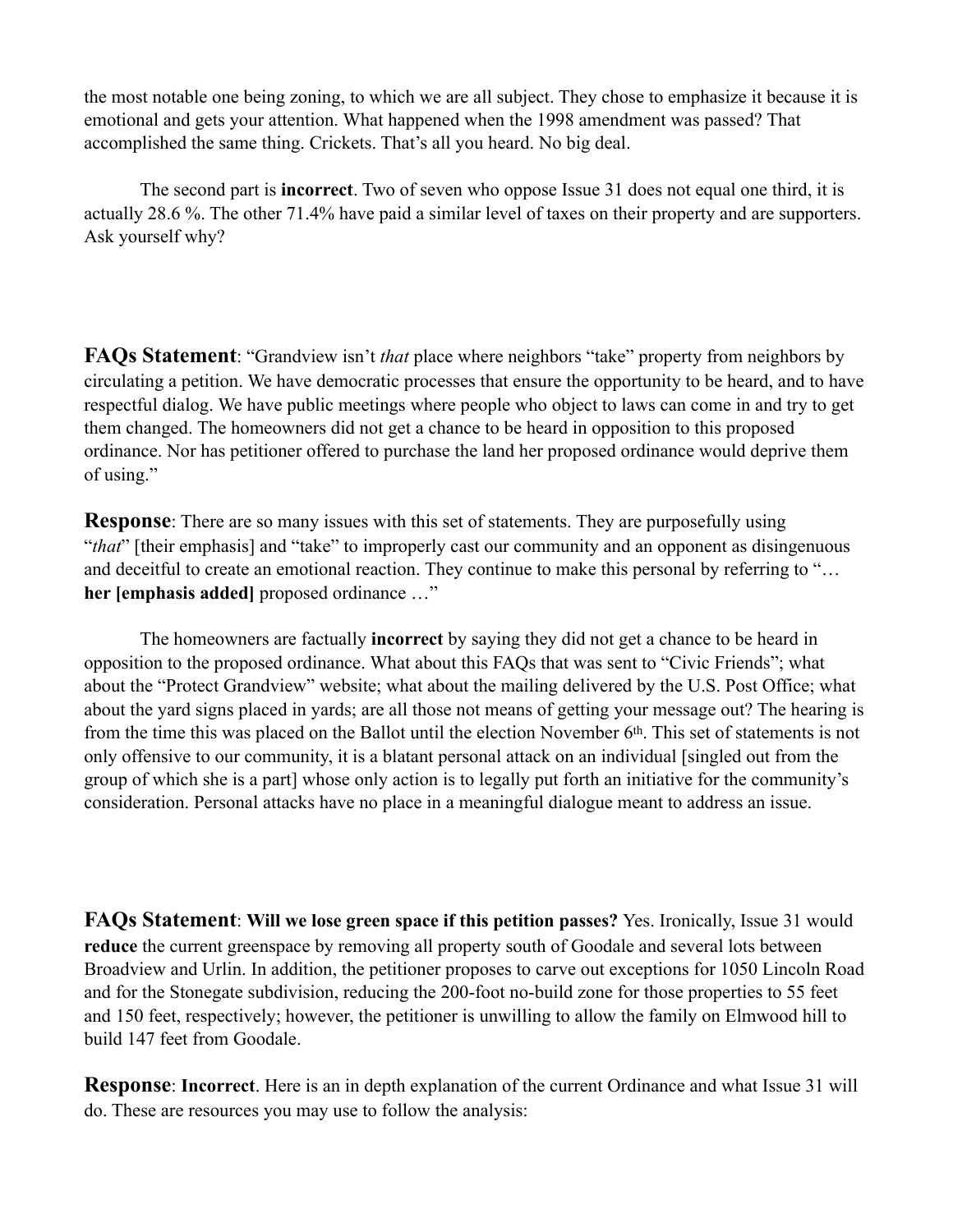the most notable one being zoning, to which we are all subject. They chose to emphasize it because it is emotional and gets your attention. What happened when the 1998 amendment was passed? That accomplished the same thing. Crickets. That's all you heard. No big deal.

The second part is **incorrect**. Two of seven who oppose Issue 31 does not equal one third, it is actually 28.6 %. The other 71.4% have paid a similar level of taxes on their property and are supporters. Ask yourself why?

**FAQs Statement**: "Grandview isn't *that* place where neighbors "take" property from neighbors by circulating a petition. We have democratic processes that ensure the opportunity to be heard, and to have respectful dialog. We have public meetings where people who object to laws can come in and try to get them changed. The homeowners did not get a chance to be heard in opposition to this proposed ordinance. Nor has petitioner offered to purchase the land her proposed ordinance would deprive them of using."

**Response**: There are so many issues with this set of statements. They are purposefully using "*that*" [their emphasis] and "take" to improperly cast our community and an opponent as disingenuous and deceitful to create an emotional reaction. They continue to make this personal by referring to "… **her [emphasis added]** proposed ordinance …"

The homeowners are factually **incorrect** by saying they did not get a chance to be heard in opposition to the proposed ordinance. What about this FAQs that was sent to "Civic Friends"; what about the "Protect Grandview" website; what about the mailing delivered by the U.S. Post Office; what about the yard signs placed in yards; are all those not means of getting your message out? The hearing is from the time this was placed on the Ballot until the election November 6th. This set of statements is not only offensive to our community, it is a blatant personal attack on an individual [singled out from the group of which she is a part] whose only action is to legally put forth an initiative for the community's consideration. Personal attacks have no place in a meaningful dialogue meant to address an issue.

**FAQs Statement**: **Will we lose green space if this petition passes?** Yes. Ironically, Issue 31 would **reduce** the current greenspace by removing all property south of Goodale and several lots between Broadview and Urlin. In addition, the petitioner proposes to carve out exceptions for 1050 Lincoln Road and for the Stonegate subdivision, reducing the 200-foot no-build zone for those properties to 55 feet and 150 feet, respectively; however, the petitioner is unwilling to allow the family on Elmwood hill to build 147 feet from Goodale.

**Response**: **Incorrect**. Here is an in depth explanation of the current Ordinance and what Issue 31 will do. These are resources you may use to follow the analysis: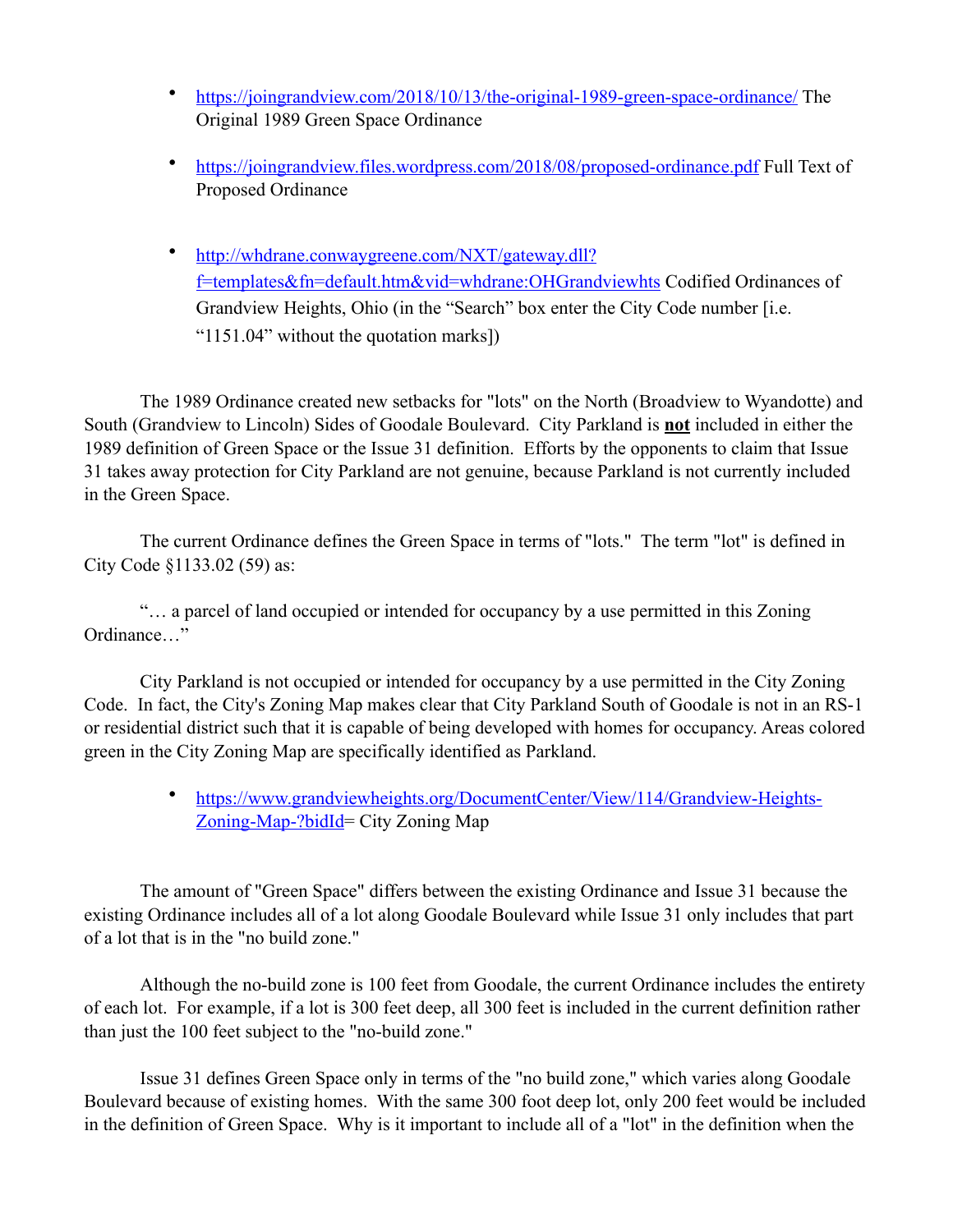- [https://joingrandview.com/2018/10/13/the-original-1989-green-space-ordinance/](https://joingrandview.com/2018/10/13/the-original-1989-green-space-ordinance/) The Original 1989 Green Space Ordinance

- [https://joingrandview.files.wordpress.com/2018/08/proposed-ordinance.pdf](https://joingrandview.files.wordpress.com/2018/08/proposed-ordinance.pdf) Full Text of Proposed Ordinance

- [http://whdrane.conwaygreene.com/NXT/gateway.dll?f=templates&fn=default.htm&vid=whdrane:OHGrandviewhts](http://whdrane.conwaygreene.com/NXT/gateway.dll?f=templates&fn=default.htm&vid=whdrane:OHGrandviewhts) Codified Ordinances of Grandview Heights, Ohio (in the "Search" box enter the City Code number [i.e. "1151.04" without the quotation marks])

The 1989 Ordinance created new setbacks for "lots" on the North (Broadview to Wyandotte) and South (Grandview to Lincoln) Sides of Goodale Boulevard. City Parkland is **not** included in either the 1989 definition of Green Space or the Issue 31 definition. Efforts by the opponents to claim that Issue 31 takes away protection for City Parkland are not genuine, because Parkland is not currently included in the Green Space.

The current Ordinance defines the Green Space in terms of "lots." The term "lot" is defined in City Code §1133.02 (59) as:

"… a parcel of land occupied or intended for occupancy by a use permitted in this Zoning Ordinance…"

City Parkland is not occupied or intended for occupancy by a use permitted in the City Zoning Code. In fact, the City's Zoning Map makes clear that City Parkland South of Goodale is not in an RS-1 or residential district such that it is capable of being developed with homes for occupancy. Areas colored green in the City Zoning Map are specifically identified as Parkland.

- [https://www.grandviewheights.org/DocumentCenter/View/114/Grandview-Heights-Zoning-Map-?bidId](https://www.grandviewheights.org/DocumentCenter/View/114/Grandview-Heights-Zoning-Map-?bidId)= City Zoning Map

The amount of "Green Space" differs between the existing Ordinance and Issue 31 because the existing Ordinance includes all of a lot along Goodale Boulevard while Issue 31 only includes that part of a lot that is in the "no build zone."

Although the no-build zone is 100 feet from Goodale, the current Ordinance includes the entirety of each lot. For example, if a lot is 300 feet deep, all 300 feet is included in the current definition rather than just the 100 feet subject to the "no-build zone."

Issue 31 defines Green Space only in terms of the "no build zone," which varies along Goodale Boulevard because of existing homes. With the same 300 foot deep lot, only 200 feet would be included in the definition of Green Space. Why is it important to include all of a "lot" in the definition when the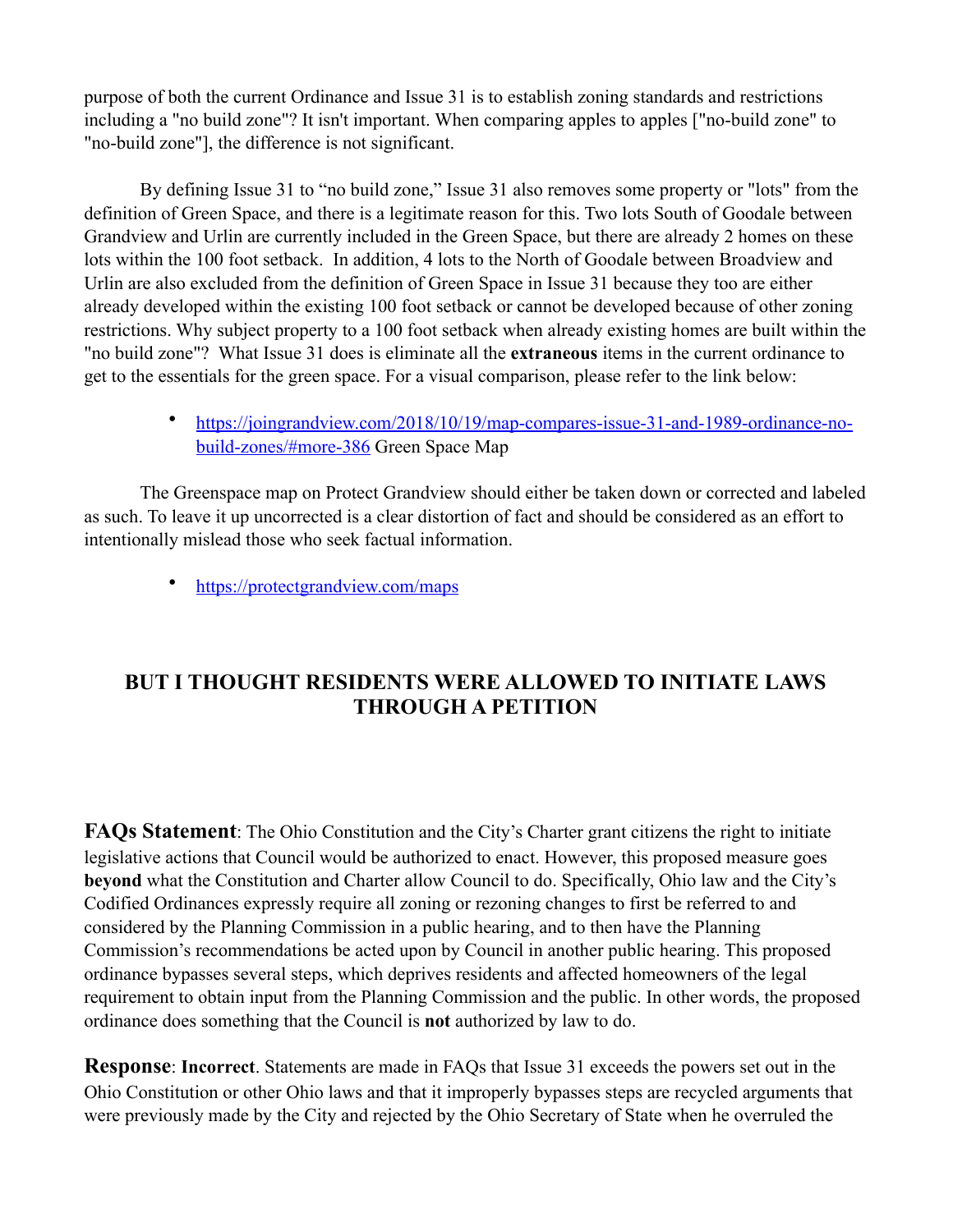purpose of both the current Ordinance and Issue 31 is to establish zoning standards and restrictions including a "no build zone"? It isn't important. When comparing apples to apples ["no-build zone" to "no-build zone"], the difference is not significant.

By defining Issue 31 to "no build zone," Issue 31 also removes some property or "lots" from the definition of Green Space, and there is a legitimate reason for this. Two lots South of Goodale between Grandview and Urlin are currently included in the Green Space, but there are already 2 homes on these lots within the 100 foot setback. In addition, 4 lots to the North of Goodale between Broadview and Urlin are also excluded from the definition of Green Space in Issue 31 because they too are either already developed within the existing 100 foot setback or cannot be developed because of other zoning restrictions. Why subject property to a 100 foot setback when already existing homes are built within the "no build zone"? What Issue 31 does is eliminate all the **extraneous** items in the current ordinance to get to the essentials for the green space. For a visual comparison, please refer to the link below:

- https://joingrandview.com/2018/10/19/map-compares-issue-31-and-1989-ordinance-no-build-zones/#more-386 Green Space Map

The Greenspace map on Protect Grandview should either be taken down or corrected and labeled as such. To leave it up uncorrected is a clear distortion of fact and should be considered as an effort to intentionally mislead those who seek factual information.

- https://protectgrandview.com/maps

## BUT I THOUGHT RESIDENTS WERE ALLOWED TO INITIATE LAWS THROUGH A PETITION

**FAQs Statement**: The Ohio Constitution and the City's Charter grant citizens the right to initiate legislative actions that Council would be authorized to enact. However, this proposed measure goes **beyond** what the Constitution and Charter allow Council to do. Specifically, Ohio law and the City's Codified Ordinances expressly require all zoning or rezoning changes to first be referred to and considered by the Planning Commission in a public hearing, and to then have the Planning Commission's recommendations be acted upon by Council in another public hearing. This proposed ordinance bypasses several steps, which deprives residents and affected homeowners of the legal requirement to obtain input from the Planning Commission and the public. In other words, the proposed ordinance does something that the Council is **not** authorized by law to do.

**Response**: **Incorrect**. Statements are made in FAQs that Issue 31 exceeds the powers set out in the Ohio Constitution or other Ohio laws and that it improperly bypasses steps are recycled arguments that were previously made by the City and rejected by the Ohio Secretary of State when he overruled the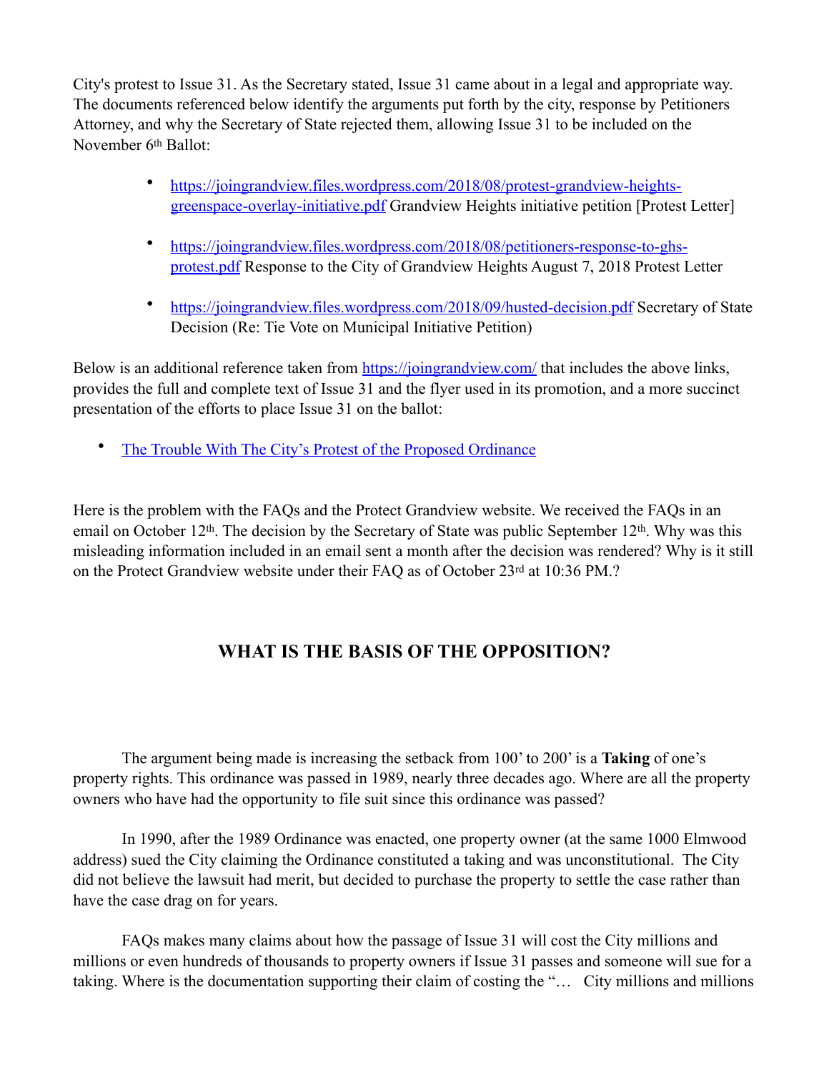City's protest to Issue 31. As the Secretary stated, Issue 31 came about in a legal and appropriate way. The documents referenced below identify the arguments put forth by the city, response by Petitioners Attorney, and why the Secretary of State rejected them, allowing Issue 31 to be included on the November 6th Ballot:

- https://joingrandview.files.wordpress.com/2018/08/protest-grandview-heights-greenspace-overlay-initiative.pdf Grandview Heights initiative petition [Protest Letter]
- https://joingrandview.files.wordpress.com/2018/08/petitioners-response-to-ghs-protest.pdf Response to the City of Grandview Heights August 7, 2018 Protest Letter
- https://joingrandview.files.wordpress.com/2018/09/husted-decision.pdf Secretary of State Decision (Re: Tie Vote on Municipal Initiative Petition)

Below is an additional reference taken from https://joingrandview.com/ that includes the above links, provides the full and complete text of Issue 31 and the flyer used in its promotion, and a more succinct presentation of the efforts to place Issue 31 on the ballot:

- The Trouble With The City's Protest of the Proposed Ordinance

Here is the problem with the FAQs and the Protect Grandview website. We received the FAQs in an email on October 12th. The decision by the Secretary of State was public September 12th. Why was this misleading information included in an email sent a month after the decision was rendered? Why is it still on the Protect Grandview website under their FAQ as of October 23rd at 10:36 PM.?

## WHAT IS THE BASIS OF THE OPPOSITION?

The argument being made is increasing the setback from 100' to 200' is a **Taking** of one's property rights. This ordinance was passed in 1989, nearly three decades ago. Where are all the property owners who have had the opportunity to file suit since this ordinance was passed?

In 1990, after the 1989 Ordinance was enacted, one property owner (at the same 1000 Elmwood address) sued the City claiming the Ordinance constituted a taking and was unconstitutional. The City did not believe the lawsuit had merit, but decided to purchase the property to settle the case rather than have the case drag on for years.

FAQs makes many claims about how the passage of Issue 31 will cost the City millions and millions or even hundreds of thousands to property owners if Issue 31 passes and someone will sue for a taking. Where is the documentation supporting their claim of costing the "… City millions and millions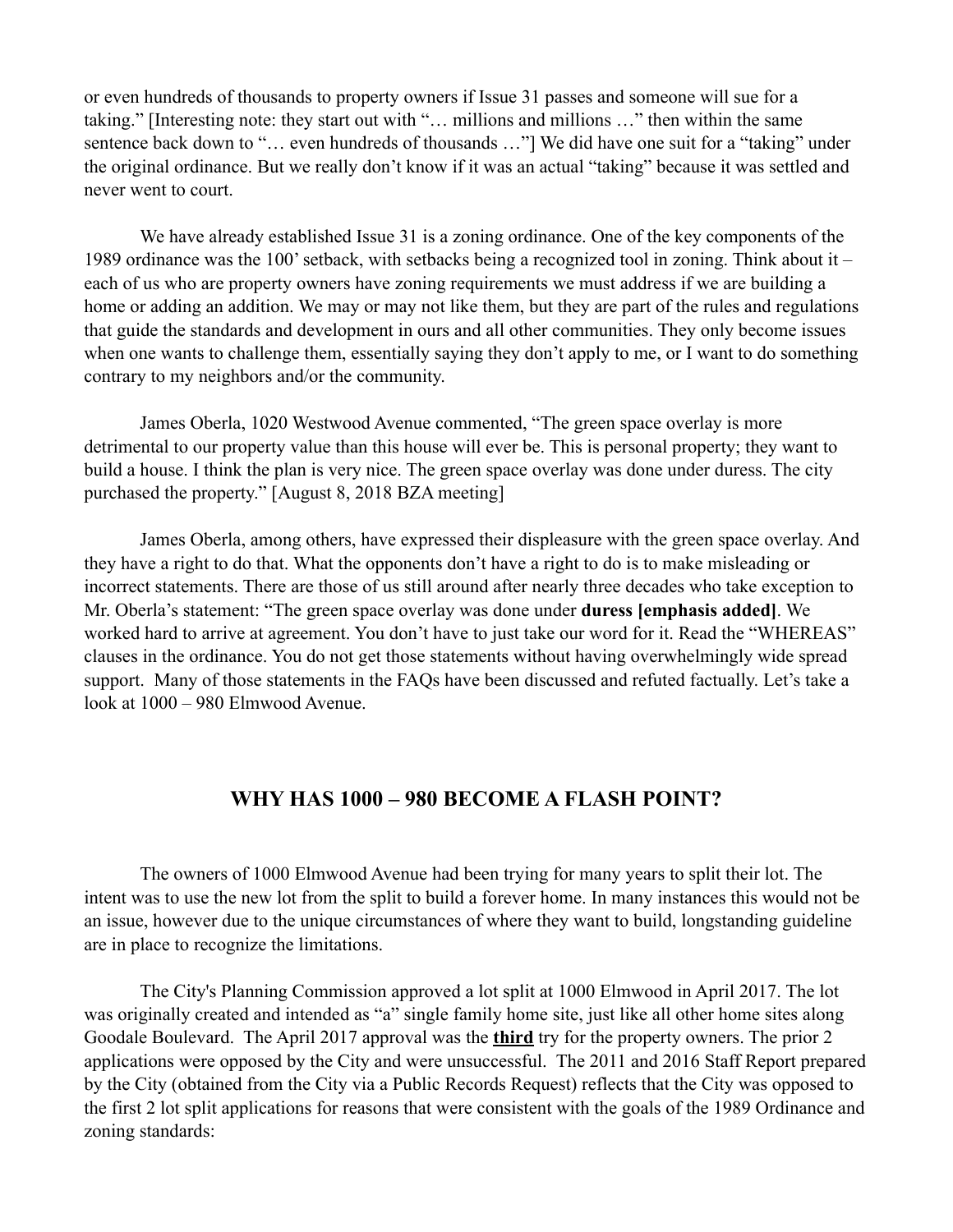or even hundreds of thousands to property owners if Issue 31 passes and someone will sue for a taking." [Interesting note: they start out with "… millions and millions …" then within the same sentence back down to "… even hundreds of thousands …"] We did have one suit for a "taking" under the original ordinance. But we really don't know if it was an actual "taking" because it was settled and never went to court.

We have already established Issue 31 is a zoning ordinance. One of the key components of the 1989 ordinance was the 100' setback, with setbacks being a recognized tool in zoning. Think about it – each of us who are property owners have zoning requirements we must address if we are building a home or adding an addition. We may or may not like them, but they are part of the rules and regulations that guide the standards and development in ours and all other communities. They only become issues when one wants to challenge them, essentially saying they don't apply to me, or I want to do something contrary to my neighbors and/or the community.

James Oberla, 1020 Westwood Avenue commented, "The green space overlay is more detrimental to our property value than this house will ever be. This is personal property; they want to build a house. I think the plan is very nice. The green space overlay was done under duress. The city purchased the property." [August 8, 2018 BZA meeting]

James Oberla, among others, have expressed their displeasure with the green space overlay. And they have a right to do that. What the opponents don't have a right to do is to make misleading or incorrect statements. There are those of us still around after nearly three decades who take exception to Mr. Oberla's statement: "The green space overlay was done under **duress [emphasis added]**. We worked hard to arrive at agreement. You don't have to just take our word for it. Read the "WHEREAS" clauses in the ordinance. You do not get those statements without having overwhelmingly wide spread support. Many of those statements in the FAQs have been discussed and refuted factually. Let's take a look at 1000 – 980 Elmwood Avenue.

## WHY HAS 1000 – 980 BECOME A FLASH POINT?

The owners of 1000 Elmwood Avenue had been trying for many years to split their lot. The intent was to use the new lot from the split to build a forever home. In many instances this would not be an issue, however due to the unique circumstances of where they want to build, longstanding guideline are in place to recognize the limitations.

The City's Planning Commission approved a lot split at 1000 Elmwood in April 2017. The lot was originally created and intended as "a" single family home site, just like all other home sites along Goodale Boulevard. The April 2017 approval was the **<u>third</u>** try for the property owners. The prior 2 applications were opposed by the City and were unsuccessful. The 2011 and 2016 Staff Report prepared by the City (obtained from the City via a Public Records Request) reflects that the City was opposed to the first 2 lot split applications for reasons that were consistent with the goals of the 1989 Ordinance and zoning standards: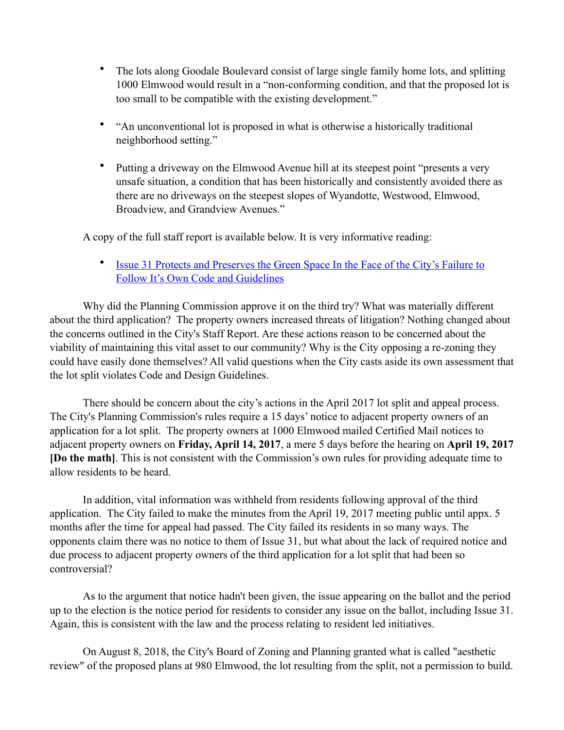- The lots along Goodale Boulevard consist of large single family home lots, and splitting 1000 Elmwood would result in a "non-conforming condition, and that the proposed lot is too small to be compatible with the existing development."

- "An unconventional lot is proposed in what is otherwise a historically traditional neighborhood setting."

- Putting a driveway on the Elmwood Avenue hill at its steepest point "presents a very unsafe situation, a condition that has been historically and consistently avoided there as there are no driveways on the steepest slopes of Wyandotte, Westwood, Elmwood, Broadview, and Grandview Avenues."

A copy of the full staff report is available below. It is very informative reading:

- [Issue 31 Protects and Preserves the Green Space In the Face of the City's Failure to Follow It's Own Code and Guidelines]()

Why did the Planning Commission approve it on the third try? What was materially different about the third application? The property owners increased threats of litigation? Nothing changed about the concerns outlined in the City's Staff Report. Are these actions reason to be concerned about the viability of maintaining this vital asset to our community? Why is the City opposing a re-zoning they could have easily done themselves? All valid questions when the City casts aside its own assessment that the lot split violates Code and Design Guidelines.

There should be concern about the city's actions in the April 2017 lot split and appeal process. The City's Planning Commission's rules require a 15 days' notice to adjacent property owners of an application for a lot split. The property owners at 1000 Elmwood mailed Certified Mail notices to adjacent property owners on **Friday, April 14, 2017**, a mere 5 days before the hearing on **April 19, 2017 [Do the math]**. This is not consistent with the Commission's own rules for providing adequate time to allow residents to be heard.

In addition, vital information was withheld from residents following approval of the third application. The City failed to make the minutes from the April 19, 2017 meeting public until appx. 5 months after the time for appeal had passed. The City failed its residents in so many ways. The opponents claim there was no notice to them of Issue 31, but what about the lack of required notice and due process to adjacent property owners of the third application for a lot split that had been so controversial?

As to the argument that notice hadn't been given, the issue appearing on the ballot and the period up to the election is the notice period for residents to consider any issue on the ballot, including Issue 31. Again, this is consistent with the law and the process relating to resident led initiatives.

On August 8, 2018, the City's Board of Zoning and Planning granted what is called "aesthetic review" of the proposed plans at 980 Elmwood, the lot resulting from the split, not a permission to build.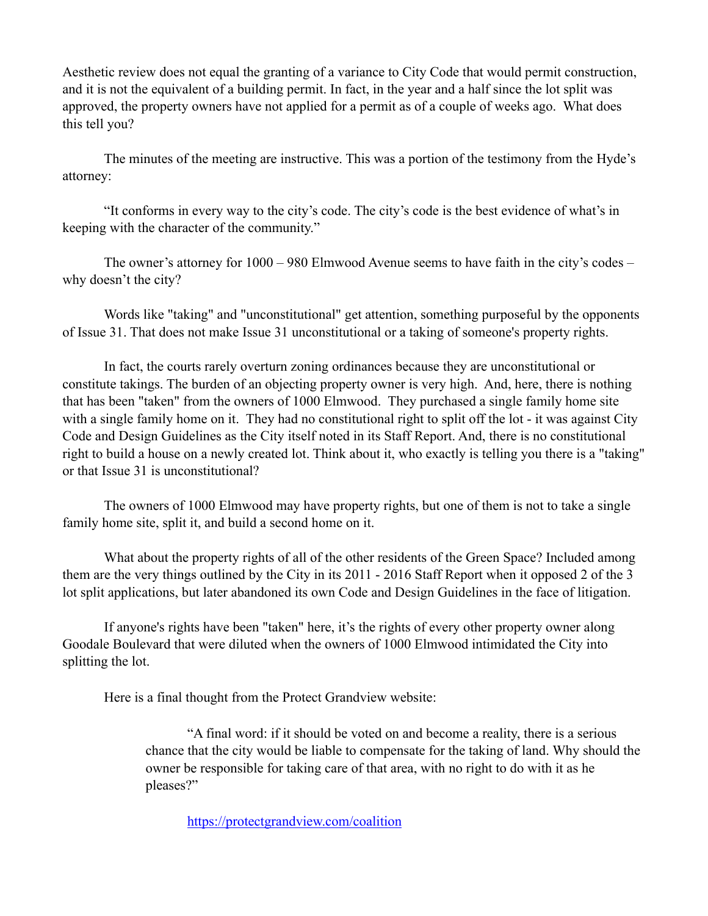Aesthetic review does not equal the granting of a variance to City Code that would permit construction, and it is not the equivalent of a building permit. In fact, in the year and a half since the lot split was approved, the property owners have not applied for a permit as of a couple of weeks ago. What does this tell you?

The minutes of the meeting are instructive. This was a portion of the testimony from the Hyde's attorney:

"It conforms in every way to the city's code. The city's code is the best evidence of what's in keeping with the character of the community."

The owner's attorney for 1000 – 980 Elmwood Avenue seems to have faith in the city's codes – why doesn't the city?

Words like "taking" and "unconstitutional" get attention, something purposeful by the opponents of Issue 31. That does not make Issue 31 unconstitutional or a taking of someone's property rights.

In fact, the courts rarely overturn zoning ordinances because they are unconstitutional or constitute takings. The burden of an objecting property owner is very high. And, here, there is nothing that has been "taken" from the owners of 1000 Elmwood. They purchased a single family home site with a single family home on it. They had no constitutional right to split off the lot - it was against City Code and Design Guidelines as the City itself noted in its Staff Report. And, there is no constitutional right to build a house on a newly created lot. Think about it, who exactly is telling you there is a "taking" or that Issue 31 is unconstitutional?

The owners of 1000 Elmwood may have property rights, but one of them is not to take a single family home site, split it, and build a second home on it.

What about the property rights of all of the other residents of the Green Space? Included among them are the very things outlined by the City in its 2011 - 2016 Staff Report when it opposed 2 of the 3 lot split applications, but later abandoned its own Code and Design Guidelines in the face of litigation.

If anyone's rights have been "taken" here, it's the rights of every other property owner along Goodale Boulevard that were diluted when the owners of 1000 Elmwood intimidated the City into splitting the lot.

Here is a final thought from the Protect Grandview website:

> "A final word: if it should be voted on and become a reality, there is a serious chance that the city would be liable to compensate for the taking of land. Why should the owner be responsible for taking care of that area, with no right to do with it as he pleases?"
>
> https://protectgrandview.com/coalition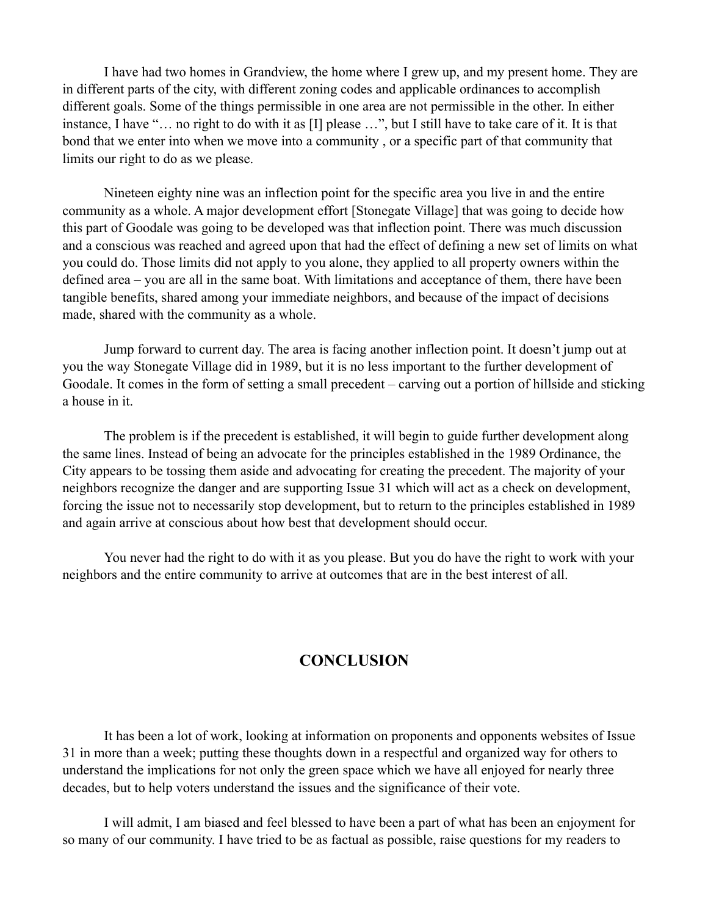I have had two homes in Grandview, the home where I grew up, and my present home. They are in different parts of the city, with different zoning codes and applicable ordinances to accomplish different goals. Some of the things permissible in one area are not permissible in the other. In either instance, I have "… no right to do with it as [I] please …", but I still have to take care of it. It is that bond that we enter into when we move into a community , or a specific part of that community that limits our right to do as we please.

Nineteen eighty nine was an inflection point for the specific area you live in and the entire community as a whole. A major development effort [Stonegate Village] that was going to decide how this part of Goodale was going to be developed was that inflection point. There was much discussion and a conscious was reached and agreed upon that had the effect of defining a new set of limits on what you could do. Those limits did not apply to you alone, they applied to all property owners within the defined area – you are all in the same boat. With limitations and acceptance of them, there have been tangible benefits, shared among your immediate neighbors, and because of the impact of decisions made, shared with the community as a whole.

Jump forward to current day. The area is facing another inflection point. It doesn't jump out at you the way Stonegate Village did in 1989, but it is no less important to the further development of Goodale. It comes in the form of setting a small precedent – carving out a portion of hillside and sticking a house in it.

The problem is if the precedent is established, it will begin to guide further development along the same lines. Instead of being an advocate for the principles established in the 1989 Ordinance, the City appears to be tossing them aside and advocating for creating the precedent. The majority of your neighbors recognize the danger and are supporting Issue 31 which will act as a check on development, forcing the issue not to necessarily stop development, but to return to the principles established in 1989 and again arrive at conscious about how best that development should occur.

You never had the right to do with it as you please. But you do have the right to work with your neighbors and the entire community to arrive at outcomes that are in the best interest of all.

## CONCLUSION

It has been a lot of work, looking at information on proponents and opponents websites of Issue 31 in more than a week; putting these thoughts down in a respectful and organized way for others to understand the implications for not only the green space which we have all enjoyed for nearly three decades, but to help voters understand the issues and the significance of their vote.

I will admit, I am biased and feel blessed to have been a part of what has been an enjoyment for so many of our community. I have tried to be as factual as possible, raise questions for my readers to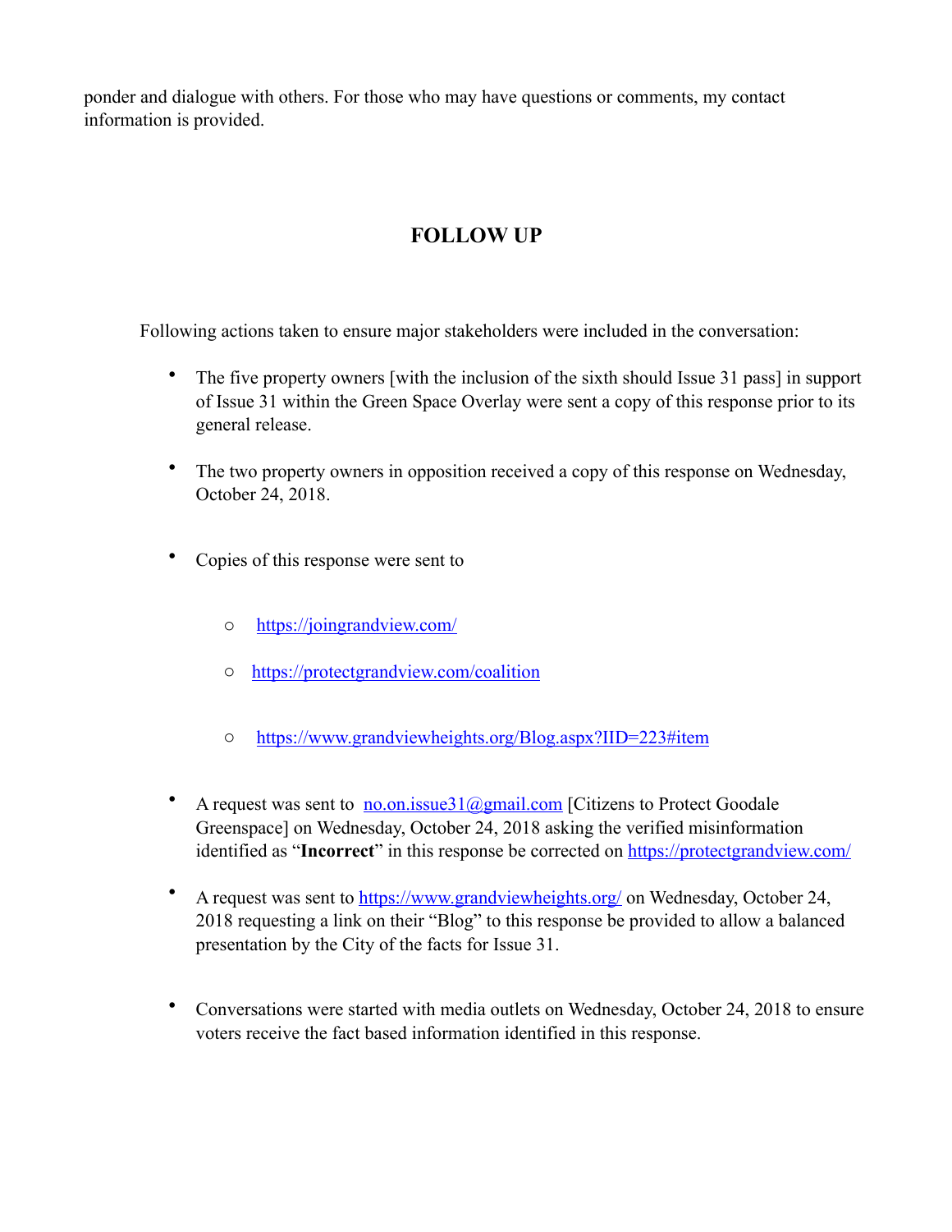ponder and dialogue with others. For those who may have questions or comments, my contact information is provided.

## FOLLOW UP

Following actions taken to ensure major stakeholders were included in the conversation:

- The five property owners [with the inclusion of the sixth should Issue 31 pass] in support of Issue 31 within the Green Space Overlay were sent a copy of this response prior to its general release.
- The two property owners in opposition received a copy of this response on Wednesday, October 24, 2018.
- Copies of this response were sent to
  - https://joingrandview.com/
  - https://protectgrandview.com/coalition
  - https://www.grandviewheights.org/Blog.aspx?IID=223#item
- A request was sent to no.on.issue31@gmail.com [Citizens to Protect Goodale Greenspace] on Wednesday, October 24, 2018 asking the verified misinformation identified as "**Incorrect**" in this response be corrected on https://protectgrandview.com/
- A request was sent to https://www.grandviewheights.org/ on Wednesday, October 24, 2018 requesting a link on their "Blog" to this response be provided to allow a balanced presentation by the City of the facts for Issue 31.
- Conversations were started with media outlets on Wednesday, October 24, 2018 to ensure voters receive the fact based information identified in this response.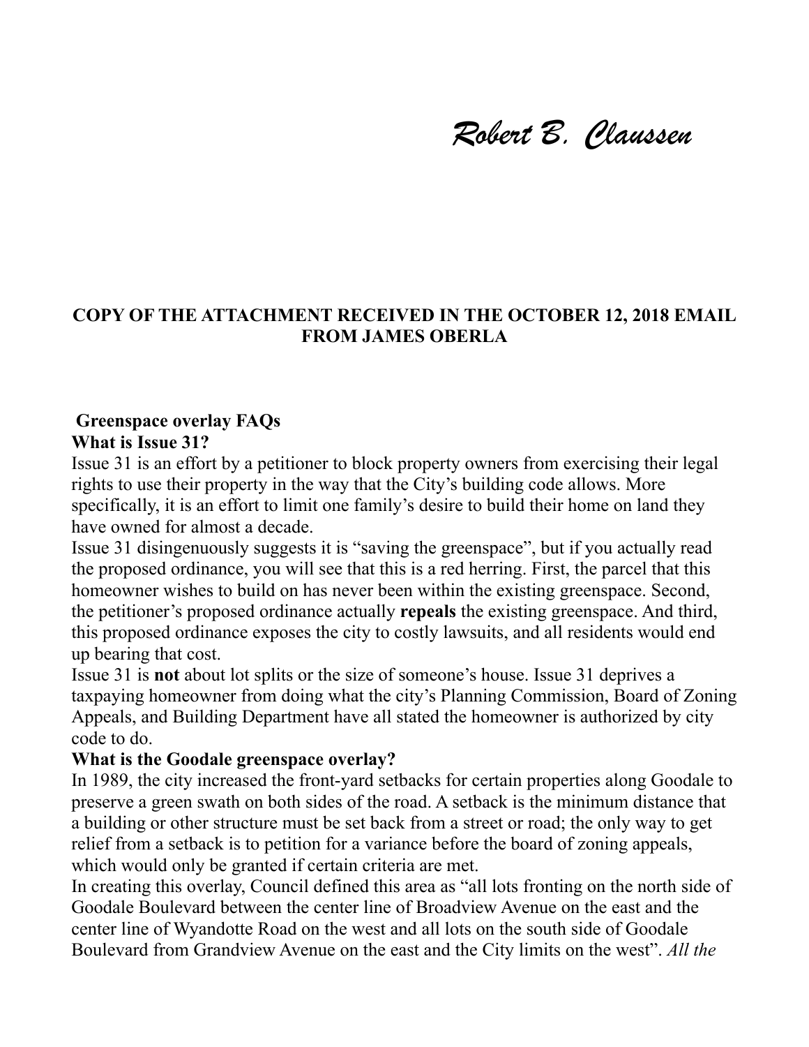*Robert B. Claussen*

**COPY OF THE ATTACHMENT RECEIVED IN THE OCTOBER 12, 2018 EMAIL FROM JAMES OBERLA**

**Greenspace overlay FAQs**

**What is Issue 31?**

Issue 31 is an effort by a petitioner to block property owners from exercising their legal rights to use their property in the way that the City's building code allows. More specifically, it is an effort to limit one family's desire to build their home on land they have owned for almost a decade.

Issue 31 disingenuously suggests it is "saving the greenspace", but if you actually read the proposed ordinance, you will see that this is a red herring. First, the parcel that this homeowner wishes to build on has never been within the existing greenspace. Second, the petitioner's proposed ordinance actually **repeals** the existing greenspace. And third, this proposed ordinance exposes the city to costly lawsuits, and all residents would end up bearing that cost.

Issue 31 is **not** about lot splits or the size of someone's house. Issue 31 deprives a taxpaying homeowner from doing what the city's Planning Commission, Board of Zoning Appeals, and Building Department have all stated the homeowner is authorized by city code to do.

**What is the Goodale greenspace overlay?**

In 1989, the city increased the front-yard setbacks for certain properties along Goodale to preserve a green swath on both sides of the road. A setback is the minimum distance that a building or other structure must be set back from a street or road; the only way to get relief from a setback is to petition for a variance before the board of zoning appeals, which would only be granted if certain criteria are met.

In creating this overlay, Council defined this area as "all lots fronting on the north side of Goodale Boulevard between the center line of Broadview Avenue on the east and the center line of Wyandotte Road on the west and all lots on the south side of Goodale Boulevard from Grandview Avenue on the east and the City limits on the west". *All the*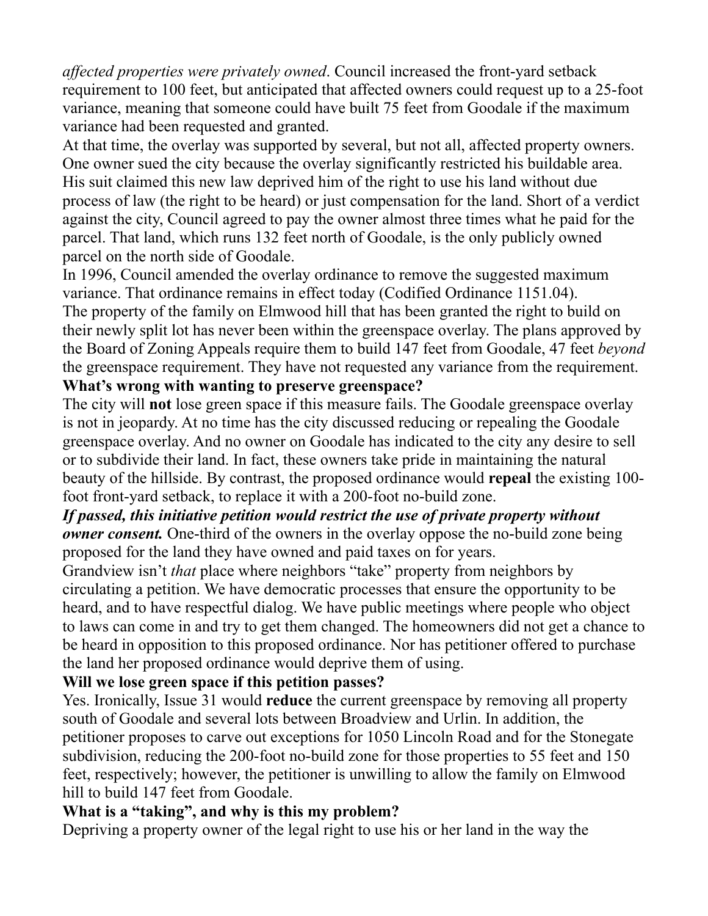*affected properties were privately owned*. Council increased the front-yard setback requirement to 100 feet, but anticipated that affected owners could request up to a 25-foot variance, meaning that someone could have built 75 feet from Goodale if the maximum variance had been requested and granted.

At that time, the overlay was supported by several, but not all, affected property owners. One owner sued the city because the overlay significantly restricted his buildable area. His suit claimed this new law deprived him of the right to use his land without due process of law (the right to be heard) or just compensation for the land. Short of a verdict against the city, Council agreed to pay the owner almost three times what he paid for the parcel. That land, which runs 132 feet north of Goodale, is the only publicly owned parcel on the north side of Goodale.

In 1996, Council amended the overlay ordinance to remove the suggested maximum variance. That ordinance remains in effect today (Codified Ordinance 1151.04).

The property of the family on Elmwood hill that has been granted the right to build on their newly split lot has never been within the greenspace overlay. The plans approved by the Board of Zoning Appeals require them to build 147 feet from Goodale, 47 feet *beyond* the greenspace requirement. They have not requested any variance from the requirement.

**What's wrong with wanting to preserve greenspace?**

The city will **not** lose green space if this measure fails. The Goodale greenspace overlay is not in jeopardy. At no time has the city discussed reducing or repealing the Goodale greenspace overlay. And no owner on Goodale has indicated to the city any desire to sell or to subdivide their land. In fact, these owners take pride in maintaining the natural beauty of the hillside. By contrast, the proposed ordinance would **repeal** the existing 100-foot front-yard setback, to replace it with a 200-foot no-build zone.

***If passed, this initiative petition would restrict the use of private property without owner consent.*** One-third of the owners in the overlay oppose the no-build zone being proposed for the land they have owned and paid taxes on for years.

Grandview isn't *that* place where neighbors "take" property from neighbors by circulating a petition. We have democratic processes that ensure the opportunity to be heard, and to have respectful dialog. We have public meetings where people who object to laws can come in and try to get them changed. The homeowners did not get a chance to be heard in opposition to this proposed ordinance. Nor has petitioner offered to purchase the land her proposed ordinance would deprive them of using.

**Will we lose green space if this petition passes?**

Yes. Ironically, Issue 31 would **reduce** the current greenspace by removing all property south of Goodale and several lots between Broadview and Urlin. In addition, the petitioner proposes to carve out exceptions for 1050 Lincoln Road and for the Stonegate subdivision, reducing the 200-foot no-build zone for those properties to 55 feet and 150 feet, respectively; however, the petitioner is unwilling to allow the family on Elmwood hill to build 147 feet from Goodale.

**What is a "taking", and why is this my problem?**

Depriving a property owner of the legal right to use his or her land in the way the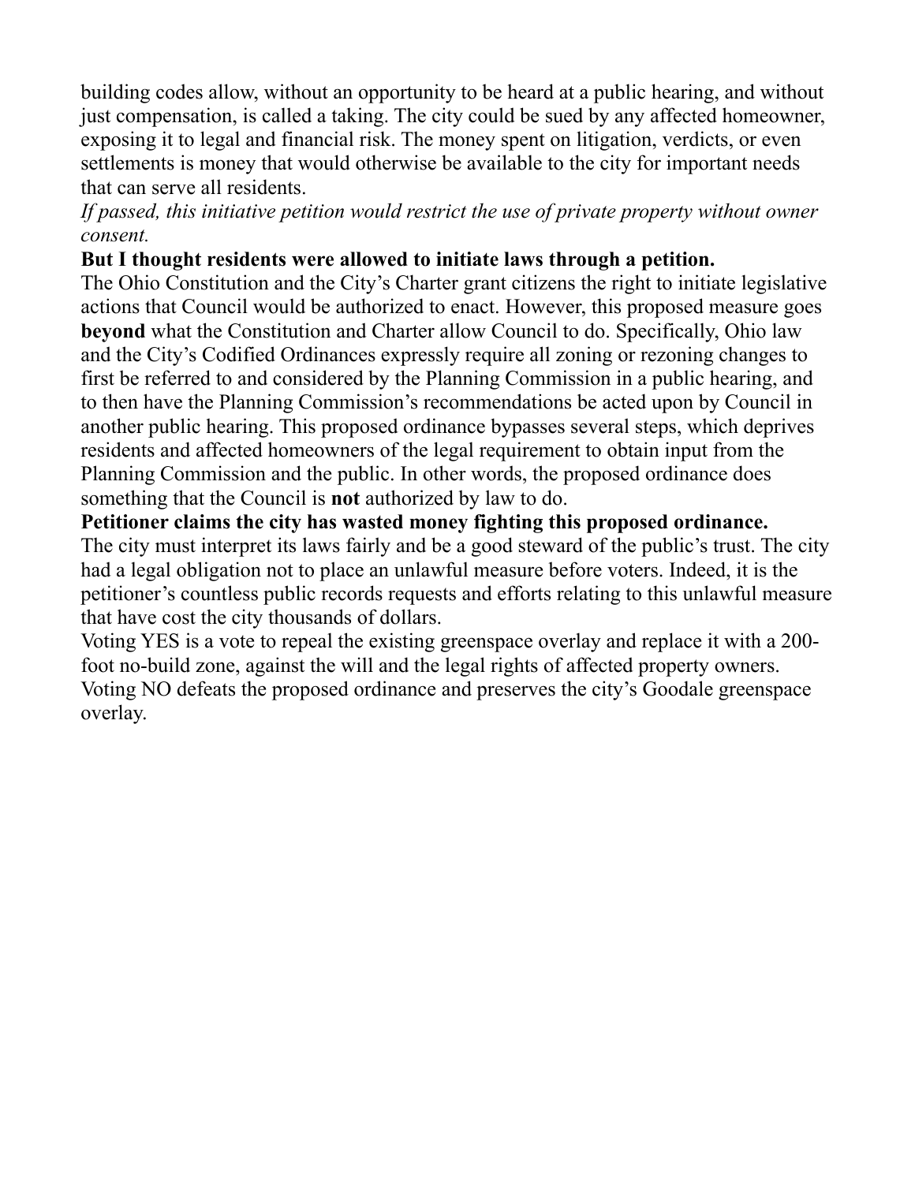building codes allow, without an opportunity to be heard at a public hearing, and without just compensation, is called a taking. The city could be sued by any affected homeowner, exposing it to legal and financial risk. The money spent on litigation, verdicts, or even settlements is money that would otherwise be available to the city for important needs that can serve all residents.

*If passed, this initiative petition would restrict the use of private property without owner consent.*

**But I thought residents were allowed to initiate laws through a petition.**

The Ohio Constitution and the City's Charter grant citizens the right to initiate legislative actions that Council would be authorized to enact. However, this proposed measure goes **beyond** what the Constitution and Charter allow Council to do. Specifically, Ohio law and the City's Codified Ordinances expressly require all zoning or rezoning changes to first be referred to and considered by the Planning Commission in a public hearing, and to then have the Planning Commission's recommendations be acted upon by Council in another public hearing. This proposed ordinance bypasses several steps, which deprives residents and affected homeowners of the legal requirement to obtain input from the Planning Commission and the public. In other words, the proposed ordinance does something that the Council is **not** authorized by law to do.

**Petitioner claims the city has wasted money fighting this proposed ordinance.**

The city must interpret its laws fairly and be a good steward of the public's trust. The city had a legal obligation not to place an unlawful measure before voters. Indeed, it is the petitioner's countless public records requests and efforts relating to this unlawful measure that have cost the city thousands of dollars.

Voting YES is a vote to repeal the existing greenspace overlay and replace it with a 200-foot no-build zone, against the will and the legal rights of affected property owners.

Voting NO defeats the proposed ordinance and preserves the city's Goodale greenspace overlay.